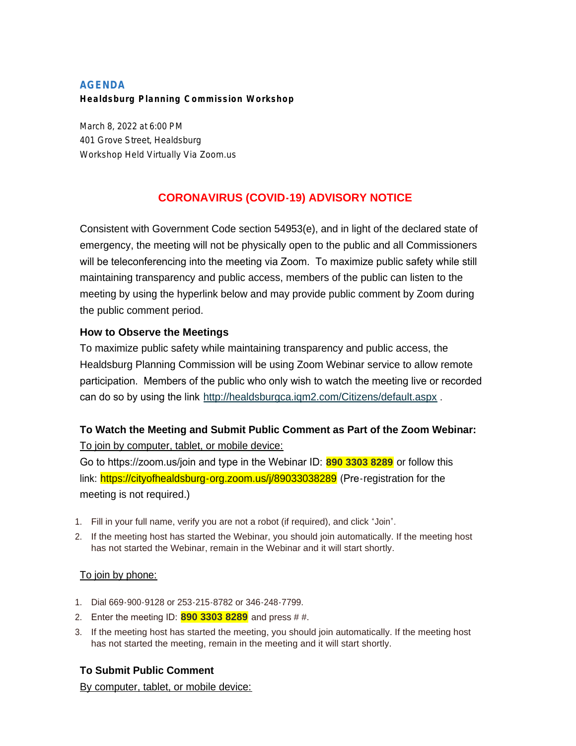## AGENDA

**Healdsburg Planning Commission Workshop**

March 8, 2022 at 6:00 PM
401 Grove Street, Healdsburg
Workshop Held Virtually Via Zoom.us

## CORONAVIRUS (COVID-19) ADVISORY NOTICE

Consistent with Government Code section 54953(e), and in light of the declared state of emergency, the meeting will not be physically open to the public and all Commissioners will be teleconferencing into the meeting via Zoom. To maximize public safety while still maintaining transparency and public access, members of the public can listen to the meeting by using the hyperlink below and may provide public comment by Zoom during the public comment period.

### How to Observe the Meetings

To maximize public safety while maintaining transparency and public access, the Healdsburg Planning Commission will be using Zoom Webinar service to allow remote participation. Members of the public who only wish to watch the meeting live or recorded can do so by using the link http://healdsburgca.iqm2.com/Citizens/default.aspx .

### To Watch the Meeting and Submit Public Comment as Part of the Zoom Webinar:

To join by computer, tablet, or mobile device:

Go to https://zoom.us/join and type in the Webinar ID: **890 3303 8289** or follow this link: https://cityofhealdsburg-org.zoom.us/j/89033038289 (Pre-registration for the meeting is not required.)

1. Fill in your full name, verify you are not a robot (if required), and click "Join".
2. If the meeting host has started the Webinar, you should join automatically. If the meeting host has not started the Webinar, remain in the Webinar and it will start shortly.

To join by phone:

1. Dial 669-900-9128 or 253-215-8782 or 346-248-7799.
2. Enter the meeting ID: **890 3303 8289** and press # #.
3. If the meeting host has started the meeting, you should join automatically. If the meeting host has not started the meeting, remain in the meeting and it will start shortly.

### To Submit Public Comment

By computer, tablet, or mobile device: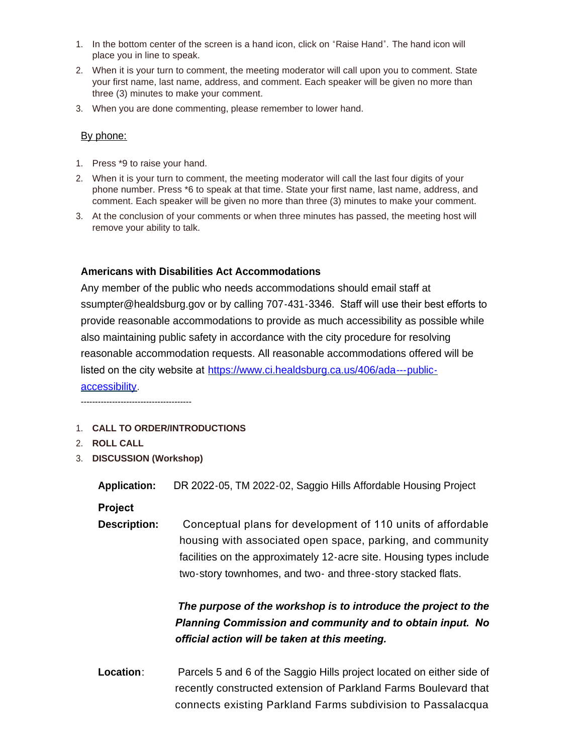1. In the bottom center of the screen is a hand icon, click on "Raise Hand". The hand icon will place you in line to speak.
2. When it is your turn to comment, the meeting moderator will call upon you to comment. State your first name, last name, address, and comment. Each speaker will be given no more than three (3) minutes to make your comment.
3. When you are done commenting, please remember to lower hand.

By phone:

1. Press *9 to raise your hand.
2. When it is your turn to comment, the meeting moderator will call the last four digits of your phone number. Press *6 to speak at that time. State your first name, last name, address, and comment. Each speaker will be given no more than three (3) minutes to make your comment.
3. At the conclusion of your comments or when three minutes has passed, the meeting host will remove your ability to talk.

**Americans with Disabilities Act Accommodations**

Any member of the public who needs accommodations should email staff at ssumpter@healdsburg.gov or by calling 707-431-3346. Staff will use their best efforts to provide reasonable accommodations to provide as much accessibility as possible while also maintaining public safety in accordance with the city procedure for resolving reasonable accommodation requests. All reasonable accommodations offered will be listed on the city website at [https://www.ci.healdsburg.ca.us/406/ada---public-accessibility](https://www.ci.healdsburg.ca.us/406/ada---public-accessibility).

---------------------------------------

1. **CALL TO ORDER/INTRODUCTIONS**
2. **ROLL CALL**
3. **DISCUSSION (Workshop)**

**Application:** DR 2022-05, TM 2022-02, Saggio Hills Affordable Housing Project

**Project Description:** Conceptual plans for development of 110 units of affordable housing with associated open space, parking, and community facilities on the approximately 12-acre site. Housing types include two-story townhomes, and two- and three-story stacked flats.

***The purpose of the workshop is to introduce the project to the Planning Commission and community and to obtain input. No official action will be taken at this meeting.***

**Location**: Parcels 5 and 6 of the Saggio Hills project located on either side of recently constructed extension of Parkland Farms Boulevard that connects existing Parkland Farms subdivision to Passalacqua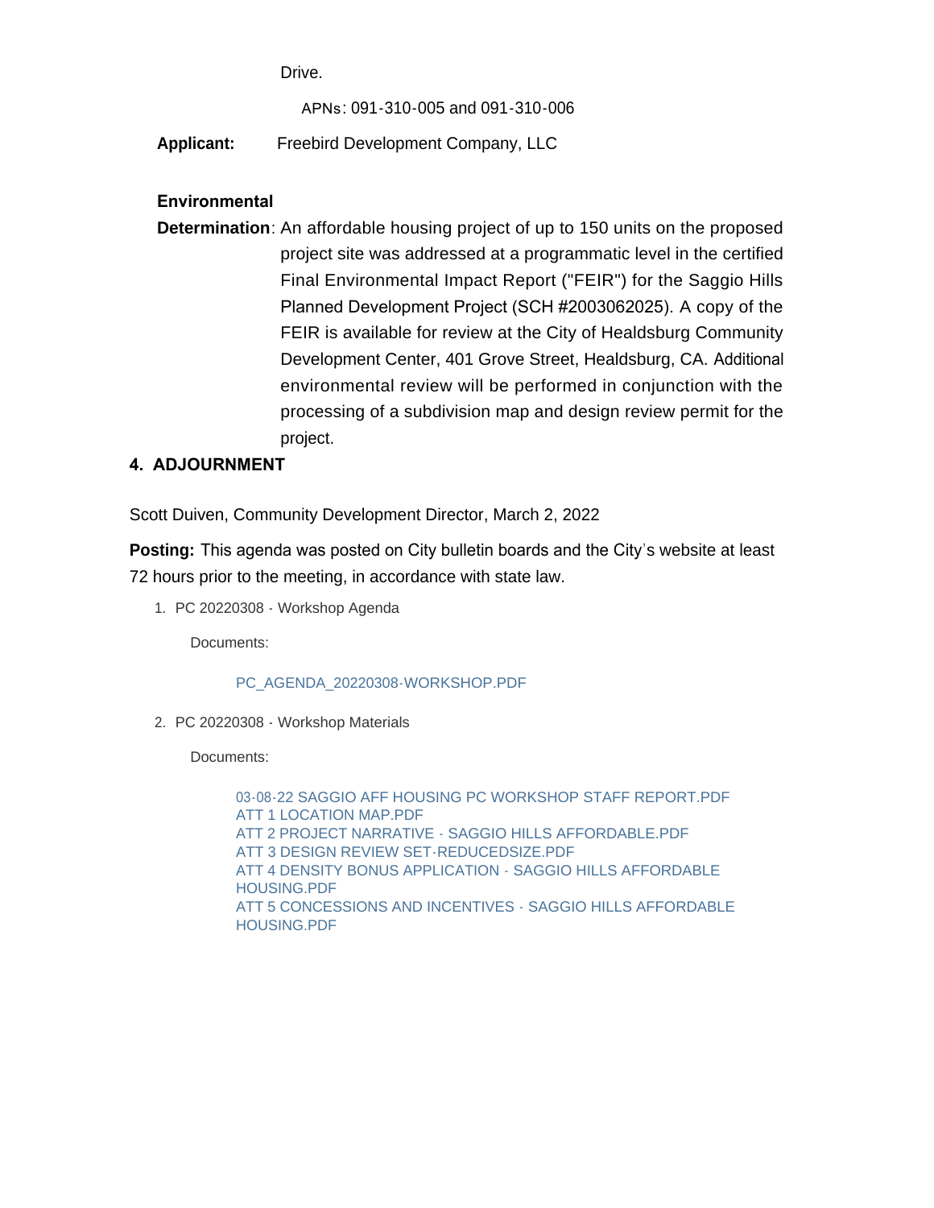Drive.

APNs: 091-310-005 and 091-310-006

**Applicant:** Freebird Development Company, LLC

**Environmental Determination**: An affordable housing project of up to 150 units on the proposed project site was addressed at a programmatic level in the certified Final Environmental Impact Report ("FEIR") for the Saggio Hills Planned Development Project (SCH #2003062025). A copy of the FEIR is available for review at the City of Healdsburg Community Development Center, 401 Grove Street, Healdsburg, CA. Additional environmental review will be performed in conjunction with the processing of a subdivision map and design review permit for the project.

## 4. ADJOURNMENT

Scott Duiven, Community Development Director, March 2, 2022

**Posting:** This agenda was posted on City bulletin boards and the City's website at least 72 hours prior to the meeting, in accordance with state law.

1. PC 20220308 - Workshop Agenda

   Documents:

   PC_AGENDA_20220308-WORKSHOP.PDF

2. PC 20220308 - Workshop Materials

   Documents:

   03-08-22 SAGGIO AFF HOUSING PC WORKSHOP STAFF REPORT.PDF
   ATT 1 LOCATION MAP.PDF
   ATT 2 PROJECT NARRATIVE - SAGGIO HILLS AFFORDABLE.PDF
   ATT 3 DESIGN REVIEW SET-REDUCEDSIZE.PDF
   ATT 4 DENSITY BONUS APPLICATION - SAGGIO HILLS AFFORDABLE HOUSING.PDF
   ATT 5 CONCESSIONS AND INCENTIVES - SAGGIO HILLS AFFORDABLE HOUSING.PDF